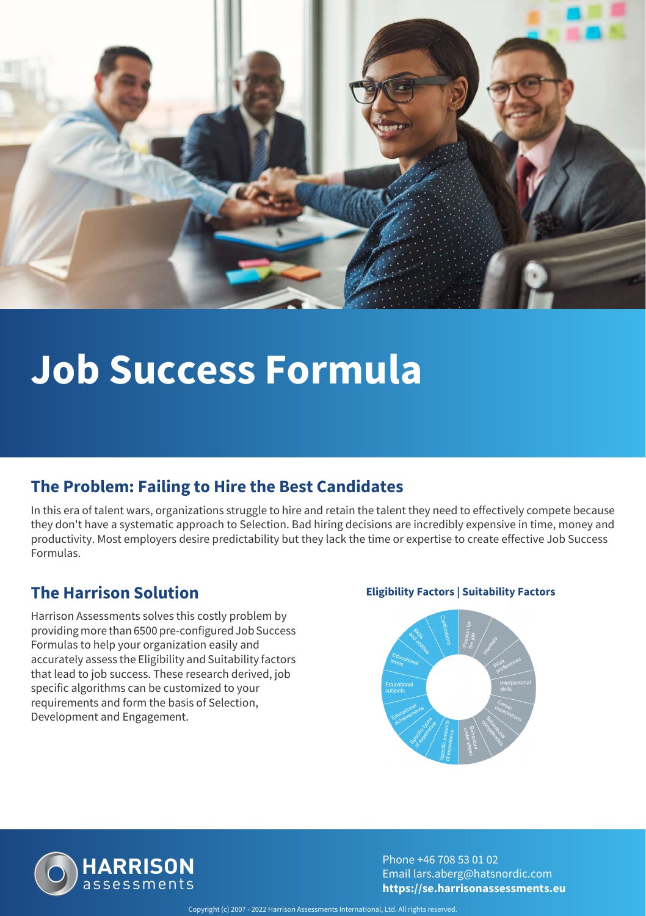# Job Success Formula

## The Problem: Failing to Hire the Best Candidates

In this era of talent wars, organizations struggle to hire and retain the talent they need to effectively compete because they don't have a systematic approach to Selection. Bad hiring decisions are incredibly expensive in time, money and productivity. Most employers desire predictability but they lack the time or expertise to create effective Job Success Formulas.

## The Harrison Solution

Harrison Assessments solves this costly problem by providing more than 6500 pre-configured Job Success Formulas to help your organization easily and accurately assess the Eligibility and Suitability factors that lead to job success. These research derived, job specific algorithms can be customized to your requirements and form the basis of Selection, Development and Engagement.

**Eligibility Factors | Suitability Factors**

- Certifications
- Skills and abilities
- Educational levels
- Educational subjects
- Educational achievements
- Specific types of experience
- Specific amounts of experience
- Behaviour under stress
- Behavioural competencies
- Career expectations
- Interpersonal skills
- Work preferences
- Interests
- Passion for the job

**HARRISON** assessments

Phone +46 708 53 01 02
Email lars.aberg@hatsnordic.com
**https://se.harrisonassessments.eu**

Copyright (c) 2007 - 2022 Harrison Assessments International, Ltd. All rights reserved.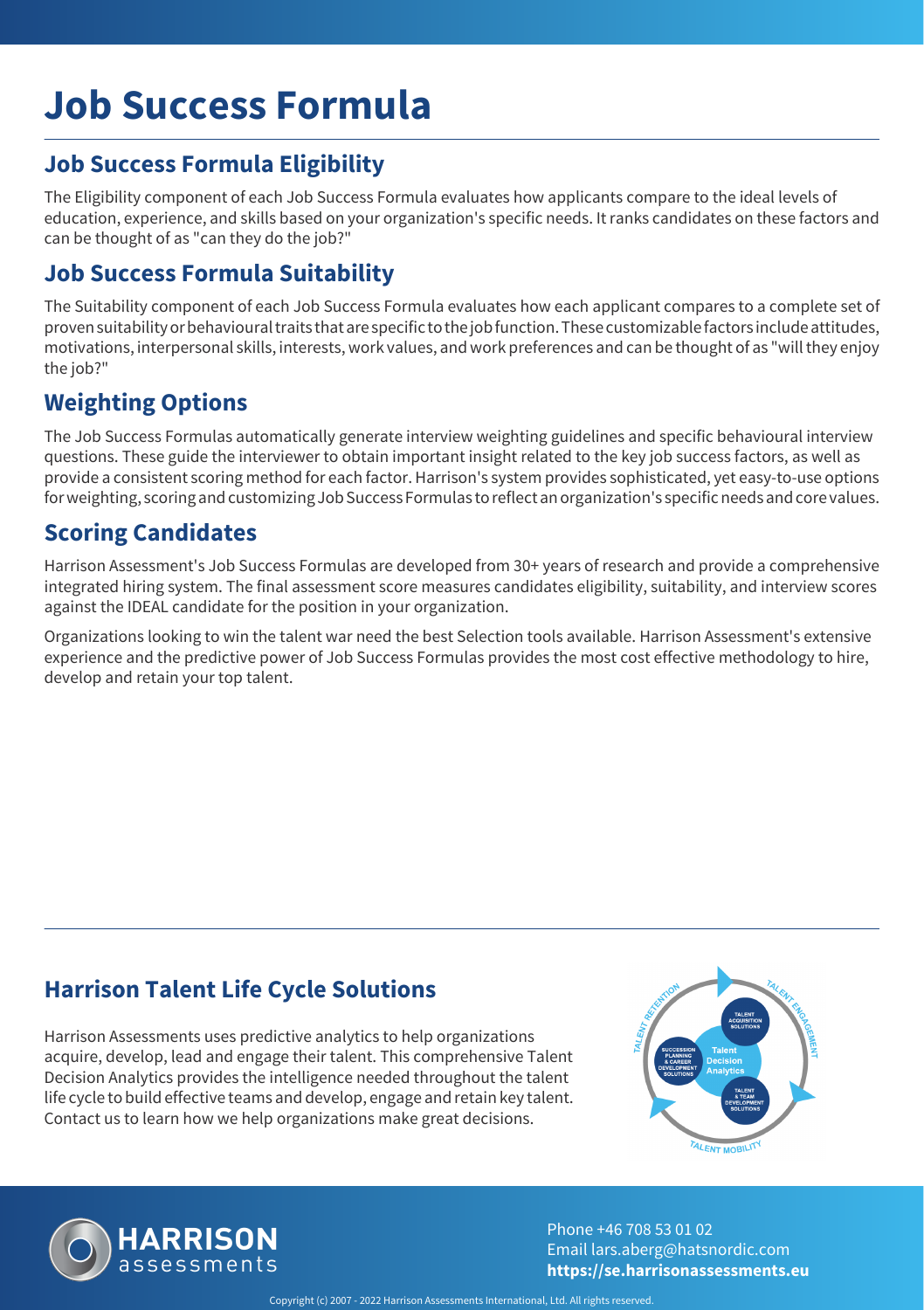# Job Success Formula

## Job Success Formula Eligibility

The Eligibility component of each Job Success Formula evaluates how applicants compare to the ideal levels of education, experience, and skills based on your organization's specific needs. It ranks candidates on these factors and can be thought of as "can they do the job?"

## Job Success Formula Suitability

The Suitability component of each Job Success Formula evaluates how each applicant compares to a complete set of proven suitability or behavioural traits that are specific to the job function. These customizable factors include attitudes, motivations, interpersonal skills, interests, work values, and work preferences and can be thought of as "will they enjoy the job?"

## Weighting Options

The Job Success Formulas automatically generate interview weighting guidelines and specific behavioural interview questions. These guide the interviewer to obtain important insight related to the key job success factors, as well as provide a consistent scoring method for each factor. Harrison's system provides sophisticated, yet easy-to-use options for weighting, scoring and customizing Job Success Formulas to reflect an organization's specific needs and core values.

## Scoring Candidates

Harrison Assessment's Job Success Formulas are developed from 30+ years of research and provide a comprehensive integrated hiring system. The final assessment score measures candidates eligibility, suitability, and interview scores against the IDEAL candidate for the position in your organization.

Organizations looking to win the talent war need the best Selection tools available. Harrison Assessment's extensive experience and the predictive power of Job Success Formulas provides the most cost effective methodology to hire, develop and retain your top talent.

## Harrison Talent Life Cycle Solutions

Harrison Assessments uses predictive analytics to help organizations acquire, develop, lead and engage their talent. This comprehensive Talent Decision Analytics provides the intelligence needed throughout the talent life cycle to build effective teams and develop, engage and retain key talent. Contact us to learn how we help organizations make great decisions.

TALENT RETENTION
TALENT ENGAGEMENT
TALENT MOBILITY
TALENT ACQUISITION SOLUTIONS
Talent Decision Analytics
SUCCESSION PLANNING & CAREER DEVELOPMENT SOLUTIONS
TALENT & TEAM DEVELOPMENT SOLUTIONS

HARRISON assessments

Phone +46 708 53 01 02
Email lars.aberg@hatsnordic.com
**https://se.harrisonassessments.eu**

Copyright (c) 2007 - 2022 Harrison Assessments International, Ltd. All rights reserved.